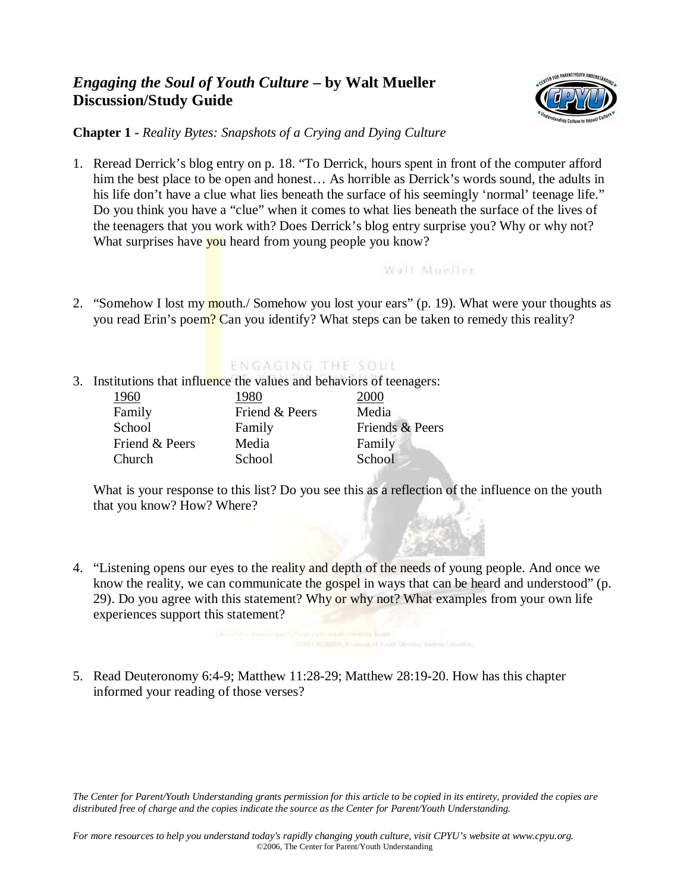# *Engaging the Soul of Youth Culture* – by Walt Mueller
## Discussion/Study Guide

**Chapter 1 -** *Reality Bytes: Snapshots of a Crying and Dying Culture*

1. Reread Derrick's blog entry on p. 18. "To Derrick, hours spent in front of the computer afford him the best place to be open and honest… As horrible as Derrick's words sound, the adults in his life don't have a clue what lies beneath the surface of his seemingly 'normal' teenage life." Do you think you have a "clue" when it comes to what lies beneath the surface of the lives of the teenagers that you work with? Does Derrick's blog entry surprise you? Why or why not? What surprises have you heard from young people you know?

2. "Somehow I lost my mouth./ Somehow you lost your ears" (p. 19). What were your thoughts as you read Erin's poem? Can you identify? What steps can be taken to remedy this reality?

3. Institutions that influence the values and behaviors of teenagers:

| 1960 | 1980 | 2000 |
|---|---|---|
| Family | Friend & Peers | Media |
| School | Family | Friends & Peers |
| Friend & Peers | Media | Family |
| Church | School | School |

   What is your response to this list? Do you see this as a reflection of the influence on the youth that you know? How? Where?

4. "Listening opens our eyes to the reality and depth of the needs of young people. And once we know the reality, we can communicate the gospel in ways that can be heard and understood" (p. 29). Do you agree with this statement? Why or why not? What examples from your own life experiences support this statement?

5. Read Deuteronomy 6:4-9; Matthew 11:28-29; Matthew 28:19-20. How has this chapter informed your reading of those verses?

*The Center for Parent/Youth Understanding grants permission for this article to be copied in its entirety, provided the copies are distributed free of charge and the copies indicate the source as the Center for Parent/Youth Understanding.*

*For more resources to help you understand today's rapidly changing youth culture, visit CPYU's website at www.cpyu.org.*
©2006, The Center for Parent/Youth Understanding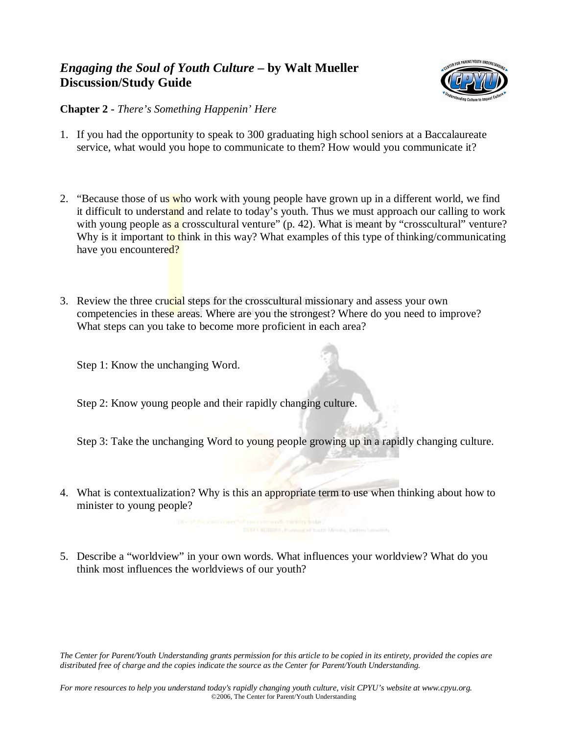# *Engaging the Soul of Youth Culture* – by Walt Mueller Discussion/Study Guide

**Chapter 2 -** *There's Something Happenin' Here*

1. If you had the opportunity to speak to 300 graduating high school seniors at a Baccalaureate service, what would you hope to communicate to them? How would you communicate it?

2. "Because those of us who work with young people have grown up in a different world, we find it difficult to understand and relate to today's youth. Thus we must approach our calling to work with young people as a crosscultural venture" (p. 42). What is meant by "crosscultural" venture? Why is it important to think in this way? What examples of this type of thinking/communicating have you encountered?

3. Review the three crucial steps for the crosscultural missionary and assess your own competencies in these areas. Where are you the strongest? Where do you need to improve? What steps can you take to become more proficient in each area?

   Step 1: Know the unchanging Word.

   Step 2: Know young people and their rapidly changing culture.

   Step 3: Take the unchanging Word to young people growing up in a rapidly changing culture.

4. What is contextualization? Why is this an appropriate term to use when thinking about how to minister to young people?

5. Describe a "worldview" in your own words. What influences your worldview? What do you think most influences the worldviews of our youth?

*The Center for Parent/Youth Understanding grants permission for this article to be copied in its entirety, provided the copies are distributed free of charge and the copies indicate the source as the Center for Parent/Youth Understanding.*

*For more resources to help you understand today's rapidly changing youth culture, visit CPYU's website at www.cpyu.org.*
©2006, The Center for Parent/Youth Understanding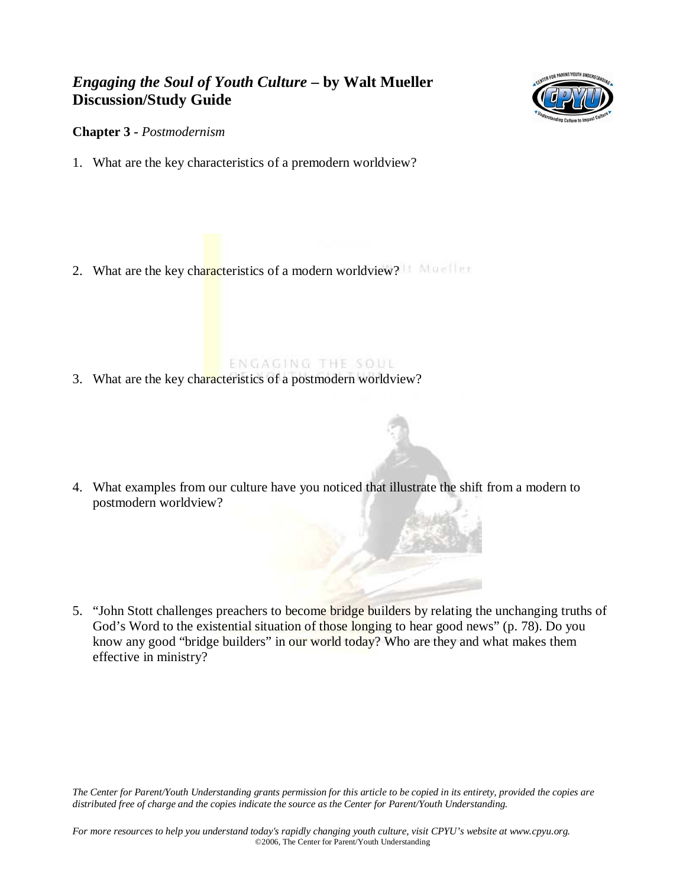# *Engaging the Soul of Youth Culture* – by Walt Mueller
# Discussion/Study Guide

**Chapter 3 -** *Postmodernism*

1. What are the key characteristics of a premodern worldview?

2. What are the key characteristics of a modern worldview?

3. What are the key characteristics of a postmodern worldview?

4. What examples from our culture have you noticed that illustrate the shift from a modern to postmodern worldview?

5. "John Stott challenges preachers to become bridge builders by relating the unchanging truths of God's Word to the existential situation of those longing to hear good news" (p. 78). Do you know any good "bridge builders" in our world today? Who are they and what makes them effective in ministry?

*The Center for Parent/Youth Understanding grants permission for this article to be copied in its entirety, provided the copies are distributed free of charge and the copies indicate the source as the Center for Parent/Youth Understanding.*

*For more resources to help you understand today's rapidly changing youth culture, visit CPYU's website at www.cpyu.org.*
©2006, The Center for Parent/Youth Understanding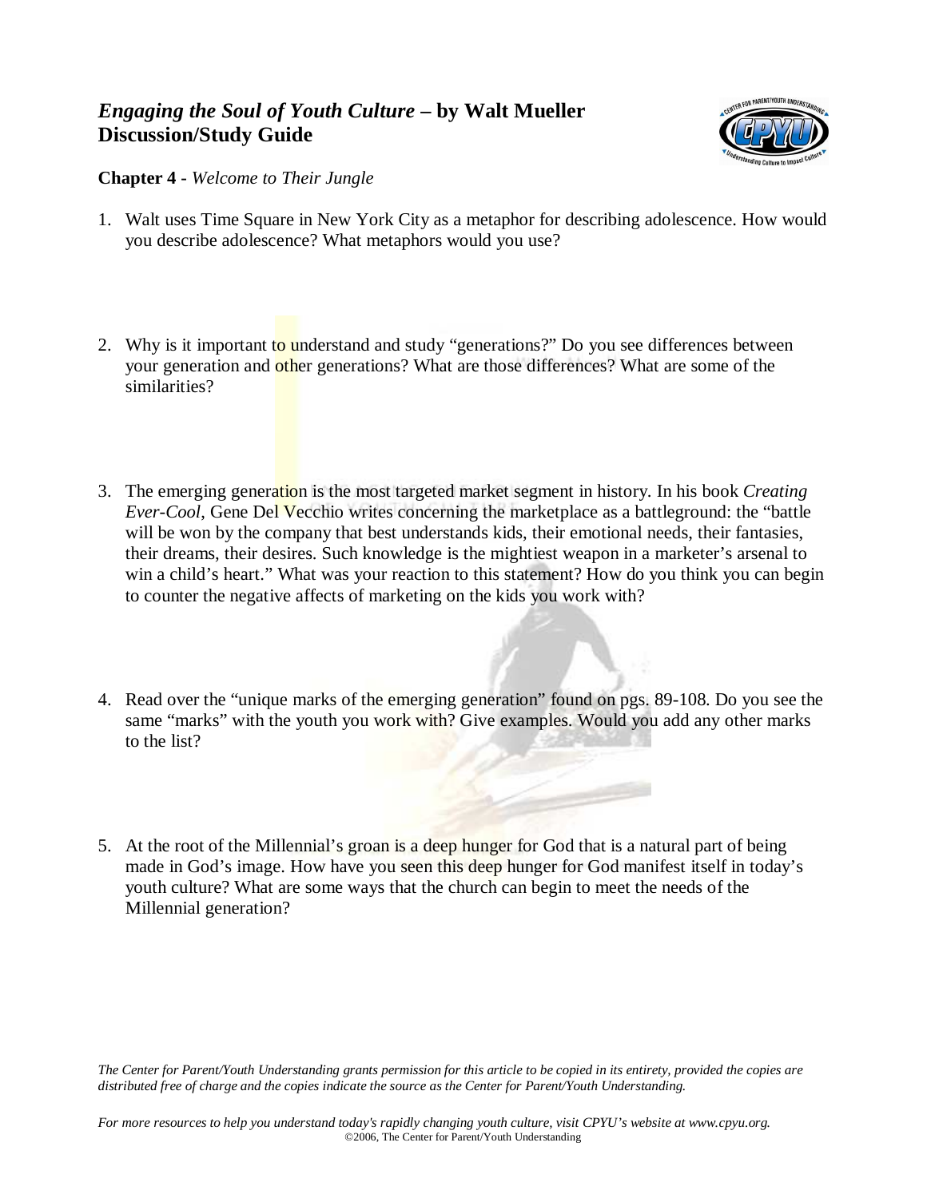# *Engaging the Soul of Youth Culture* – by Walt Mueller
## Discussion/Study Guide

**Chapter 4 -** *Welcome to Their Jungle*

1. Walt uses Time Square in New York City as a metaphor for describing adolescence. How would you describe adolescence? What metaphors would you use?

2. Why is it important to understand and study "generations?" Do you see differences between your generation and other generations? What are those differences? What are some of the similarities?

3. The emerging generation is the most targeted market segment in history. In his book *Creating Ever-Cool*, Gene Del Vecchio writes concerning the marketplace as a battleground: the "battle will be won by the company that best understands kids, their emotional needs, their fantasies, their dreams, their desires. Such knowledge is the mightiest weapon in a marketer's arsenal to win a child's heart." What was your reaction to this statement? How do you think you can begin to counter the negative affects of marketing on the kids you work with?

4. Read over the "unique marks of the emerging generation" found on pgs. 89-108. Do you see the same "marks" with the youth you work with? Give examples. Would you add any other marks to the list?

5. At the root of the Millennial's groan is a deep hunger for God that is a natural part of being made in God's image. How have you seen this deep hunger for God manifest itself in today's youth culture? What are some ways that the church can begin to meet the needs of the Millennial generation?

*The Center for Parent/Youth Understanding grants permission for this article to be copied in its entirety, provided the copies are distributed free of charge and the copies indicate the source as the Center for Parent/Youth Understanding.*

*For more resources to help you understand today's rapidly changing youth culture, visit CPYU's website at www.cpyu.org.*
©2006, The Center for Parent/Youth Understanding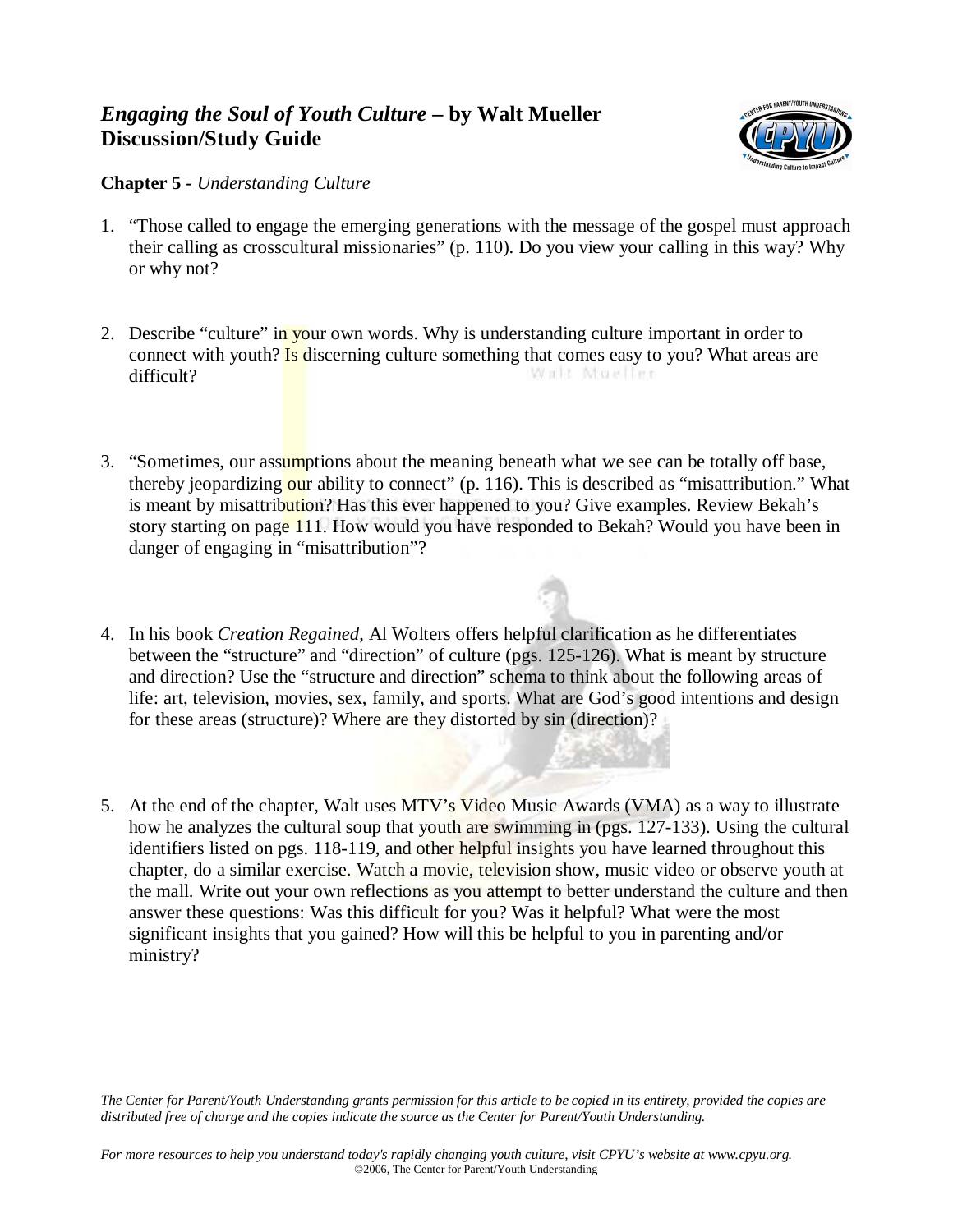# *Engaging the Soul of Youth Culture* – by Walt Mueller
## Discussion/Study Guide

**Chapter 5 -** *Understanding Culture*

1. "Those called to engage the emerging generations with the message of the gospel must approach their calling as crosscultural missionaries" (p. 110). Do you view your calling in this way? Why or why not?

2. Describe "culture" in your own words. Why is understanding culture important in order to connect with youth? Is discerning culture something that comes easy to you? What areas are difficult?

3. "Sometimes, our assumptions about the meaning beneath what we see can be totally off base, thereby jeopardizing our ability to connect" (p. 116). This is described as "misattribution." What is meant by misattribution? Has this ever happened to you? Give examples. Review Bekah's story starting on page 111. How would you have responded to Bekah? Would you have been in danger of engaging in "misattribution"?

4. In his book *Creation Regained*, Al Wolters offers helpful clarification as he differentiates between the "structure" and "direction" of culture (pgs. 125-126). What is meant by structure and direction? Use the "structure and direction" schema to think about the following areas of life: art, television, movies, sex, family, and sports. What are God's good intentions and design for these areas (structure)? Where are they distorted by sin (direction)?

5. At the end of the chapter, Walt uses MTV's Video Music Awards (VMA) as a way to illustrate how he analyzes the cultural soup that youth are swimming in (pgs. 127-133). Using the cultural identifiers listed on pgs. 118-119, and other helpful insights you have learned throughout this chapter, do a similar exercise. Watch a movie, television show, music video or observe youth at the mall. Write out your own reflections as you attempt to better understand the culture and then answer these questions: Was this difficult for you? Was it helpful? What were the most significant insights that you gained? How will this be helpful to you in parenting and/or ministry?

*The Center for Parent/Youth Understanding grants permission for this article to be copied in its entirety, provided the copies are distributed free of charge and the copies indicate the source as the Center for Parent/Youth Understanding.*

*For more resources to help you understand today's rapidly changing youth culture, visit CPYU's website at www.cpyu.org.*
©2006, The Center for Parent/Youth Understanding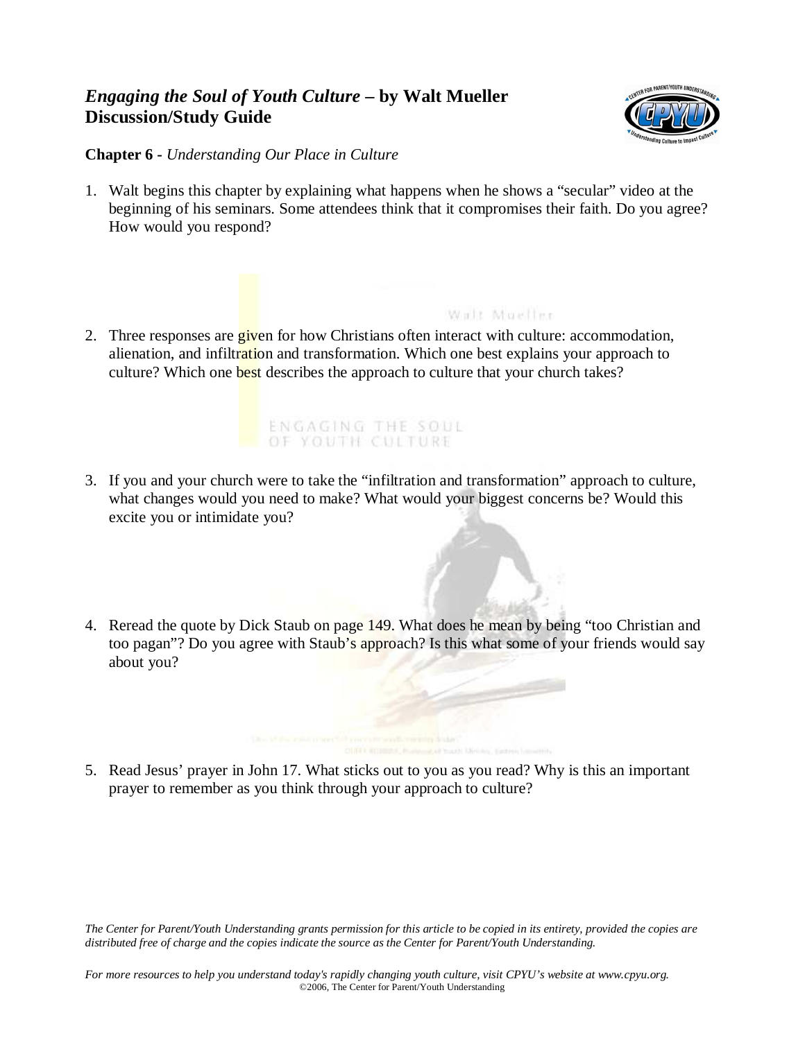# *Engaging the Soul of Youth Culture* – by Walt Mueller
## Discussion/Study Guide

**Chapter 6 -** *Understanding Our Place in Culture*

1. Walt begins this chapter by explaining what happens when he shows a "secular" video at the beginning of his seminars. Some attendees think that it compromises their faith. Do you agree? How would you respond?

2. Three responses are given for how Christians often interact with culture: accommodation, alienation, and infiltration and transformation. Which one best explains your approach to culture? Which one best describes the approach to culture that your church takes?

3. If you and your church were to take the "infiltration and transformation" approach to culture, what changes would you need to make? What would your biggest concerns be? Would this excite you or intimidate you?

4. Reread the quote by Dick Staub on page 149. What does he mean by being "too Christian and too pagan"? Do you agree with Staub's approach? Is this what some of your friends would say about you?

5. Read Jesus' prayer in John 17. What sticks out to you as you read? Why is this an important prayer to remember as you think through your approach to culture?

*The Center for Parent/Youth Understanding grants permission for this article to be copied in its entirety, provided the copies are distributed free of charge and the copies indicate the source as the Center for Parent/Youth Understanding.*

*For more resources to help you understand today's rapidly changing youth culture, visit CPYU's website at www.cpyu.org.*
©2006, The Center for Parent/Youth Understanding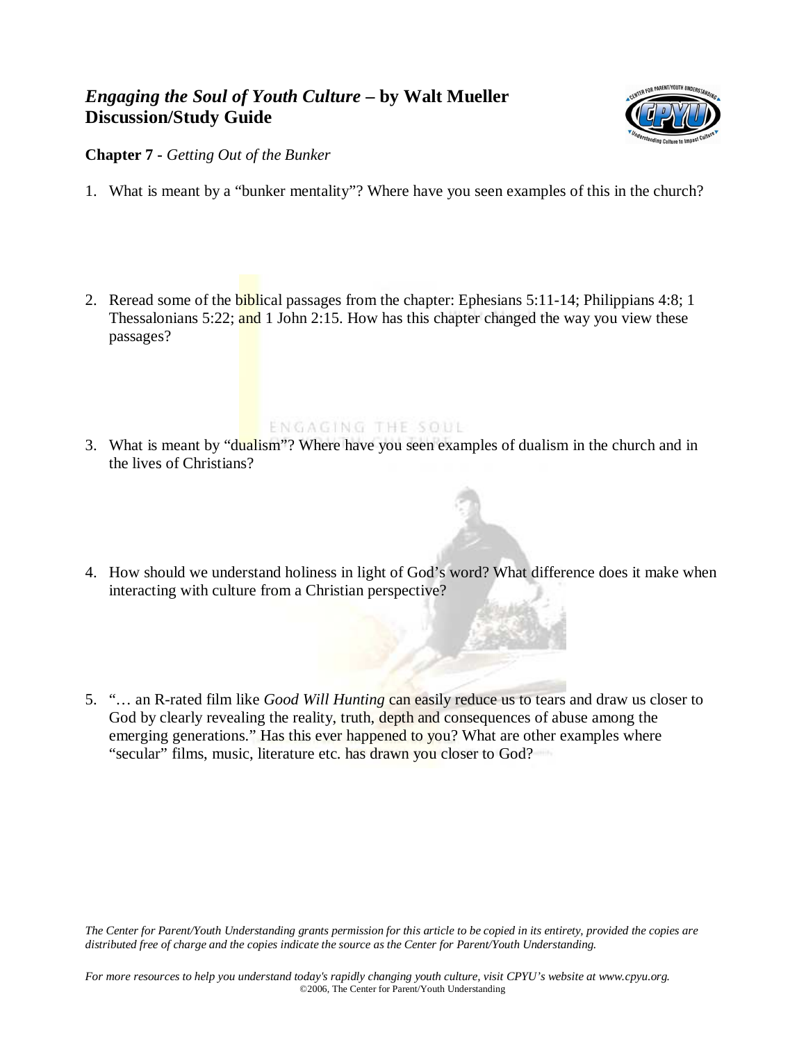# *Engaging the Soul of Youth Culture* – by Walt Mueller
## Discussion/Study Guide

**Chapter 7 -** *Getting Out of the Bunker*

1. What is meant by a "bunker mentality"? Where have you seen examples of this in the church?

2. Reread some of the biblical passages from the chapter: Ephesians 5:11-14; Philippians 4:8; 1 Thessalonians 5:22; and 1 John 2:15. How has this chapter changed the way you view these passages?

3. What is meant by "dualism"? Where have you seen examples of dualism in the church and in the lives of Christians?

4. How should we understand holiness in light of God's word? What difference does it make when interacting with culture from a Christian perspective?

5. "… an R-rated film like *Good Will Hunting* can easily reduce us to tears and draw us closer to God by clearly revealing the reality, truth, depth and consequences of abuse among the emerging generations." Has this ever happened to you? What are other examples where "secular" films, music, literature etc. has drawn you closer to God?

*The Center for Parent/Youth Understanding grants permission for this article to be copied in its entirety, provided the copies are distributed free of charge and the copies indicate the source as the Center for Parent/Youth Understanding.*

*For more resources to help you understand today's rapidly changing youth culture, visit CPYU's website at www.cpyu.org.*
©2006, The Center for Parent/Youth Understanding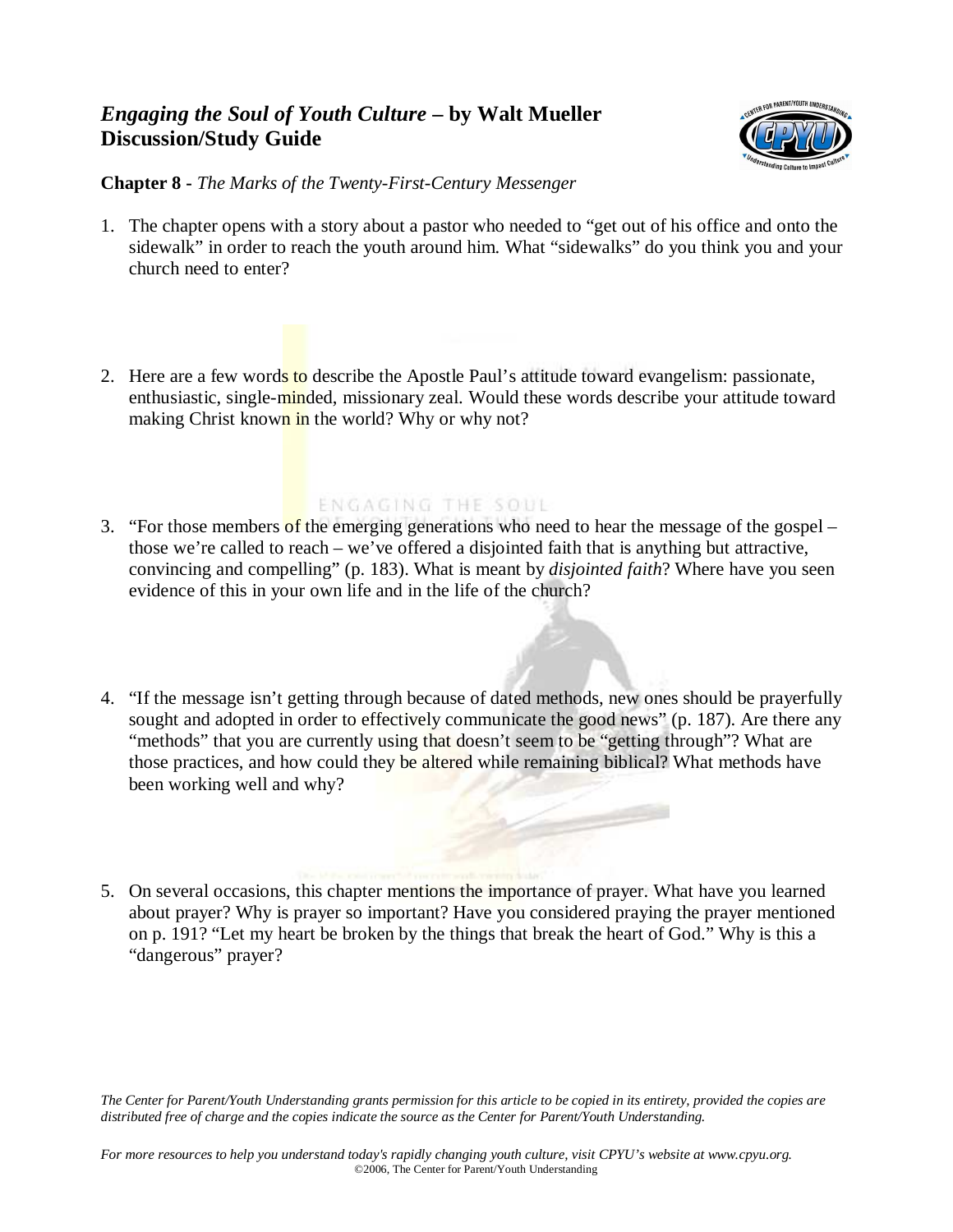# *Engaging the Soul of Youth Culture* – by Walt Mueller
## Discussion/Study Guide

**Chapter 8 -** *The Marks of the Twenty-First-Century Messenger*

1. The chapter opens with a story about a pastor who needed to "get out of his office and onto the sidewalk" in order to reach the youth around him. What "sidewalks" do you think you and your church need to enter?

2. Here are a few words to describe the Apostle Paul's attitude toward evangelism: passionate, enthusiastic, single-minded, missionary zeal. Would these words describe your attitude toward making Christ known in the world? Why or why not?

3. "For those members of the emerging generations who need to hear the message of the gospel – those we're called to reach – we've offered a disjointed faith that is anything but attractive, convincing and compelling" (p. 183). What is meant by *disjointed faith*? Where have you seen evidence of this in your own life and in the life of the church?

4. "If the message isn't getting through because of dated methods, new ones should be prayerfully sought and adopted in order to effectively communicate the good news" (p. 187). Are there any "methods" that you are currently using that doesn't seem to be "getting through"? What are those practices, and how could they be altered while remaining biblical? What methods have been working well and why?

5. On several occasions, this chapter mentions the importance of prayer. What have you learned about prayer? Why is prayer so important? Have you considered praying the prayer mentioned on p. 191? "Let my heart be broken by the things that break the heart of God." Why is this a "dangerous" prayer?

*The Center for Parent/Youth Understanding grants permission for this article to be copied in its entirety, provided the copies are distributed free of charge and the copies indicate the source as the Center for Parent/Youth Understanding.*

*For more resources to help you understand today's rapidly changing youth culture, visit CPYU's website at www.cpyu.org.*
©2006, The Center for Parent/Youth Understanding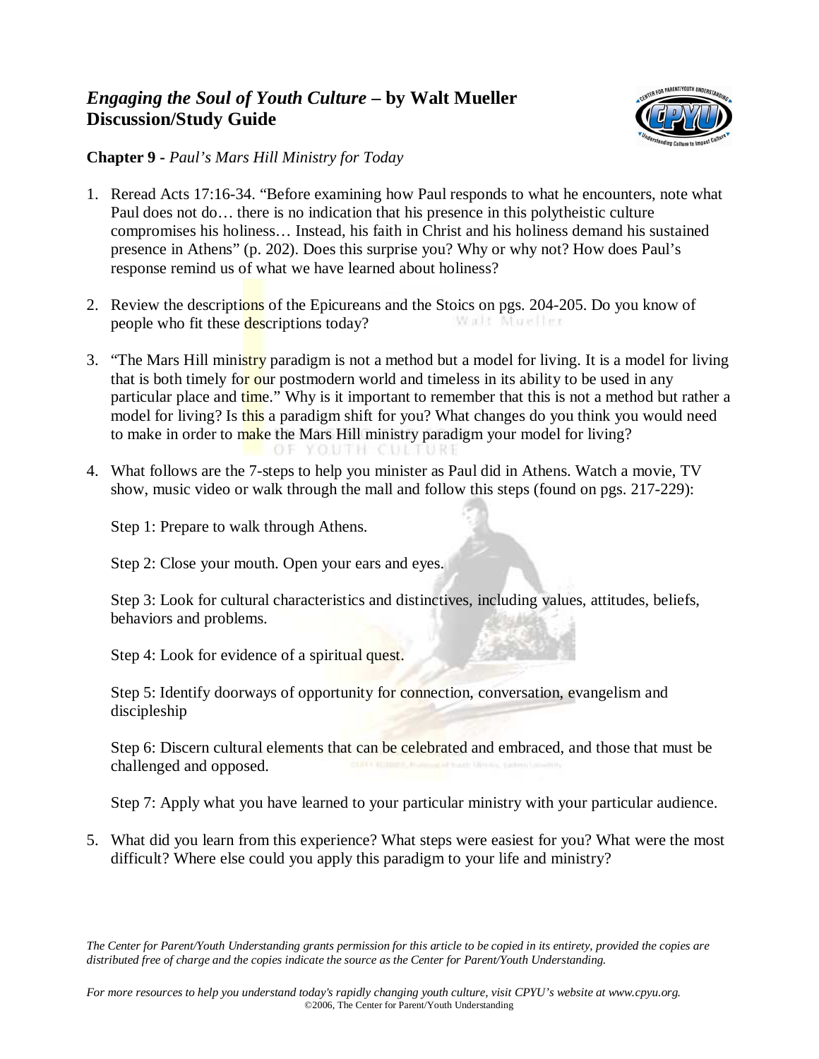# *Engaging the Soul of Youth Culture* – by Walt Mueller
## Discussion/Study Guide

**Chapter 9 -** *Paul's Mars Hill Ministry for Today*

1. Reread Acts 17:16-34. "Before examining how Paul responds to what he encounters, note what Paul does not do… there is no indication that his presence in this polytheistic culture compromises his holiness… Instead, his faith in Christ and his holiness demand his sustained presence in Athens" (p. 202). Does this surprise you? Why or why not? How does Paul's response remind us of what we have learned about holiness?

2. Review the descriptions of the Epicureans and the Stoics on pgs. 204-205. Do you know of people who fit these descriptions today?

3. "The Mars Hill ministry paradigm is not a method but a model for living. It is a model for living that is both timely for our postmodern world and timeless in its ability to be used in any particular place and time." Why is it important to remember that this is not a method but rather a model for living? Is this a paradigm shift for you? What changes do you think you would need to make in order to make the Mars Hill ministry paradigm your model for living?

4. What follows are the 7-steps to help you minister as Paul did in Athens. Watch a movie, TV show, music video or walk through the mall and follow this steps (found on pgs. 217-229):

   Step 1: Prepare to walk through Athens.

   Step 2: Close your mouth. Open your ears and eyes.

   Step 3: Look for cultural characteristics and distinctives, including values, attitudes, beliefs, behaviors and problems.

   Step 4: Look for evidence of a spiritual quest.

   Step 5: Identify doorways of opportunity for connection, conversation, evangelism and discipleship

   Step 6: Discern cultural elements that can be celebrated and embraced, and those that must be challenged and opposed.

   Step 7: Apply what you have learned to your particular ministry with your particular audience.

5. What did you learn from this experience? What steps were easiest for you? What were the most difficult? Where else could you apply this paradigm to your life and ministry?

*The Center for Parent/Youth Understanding grants permission for this article to be copied in its entirety, provided the copies are distributed free of charge and the copies indicate the source as the Center for Parent/Youth Understanding.*

*For more resources to help you understand today's rapidly changing youth culture, visit CPYU's website at www.cpyu.org.*
©2006, The Center for Parent/Youth Understanding